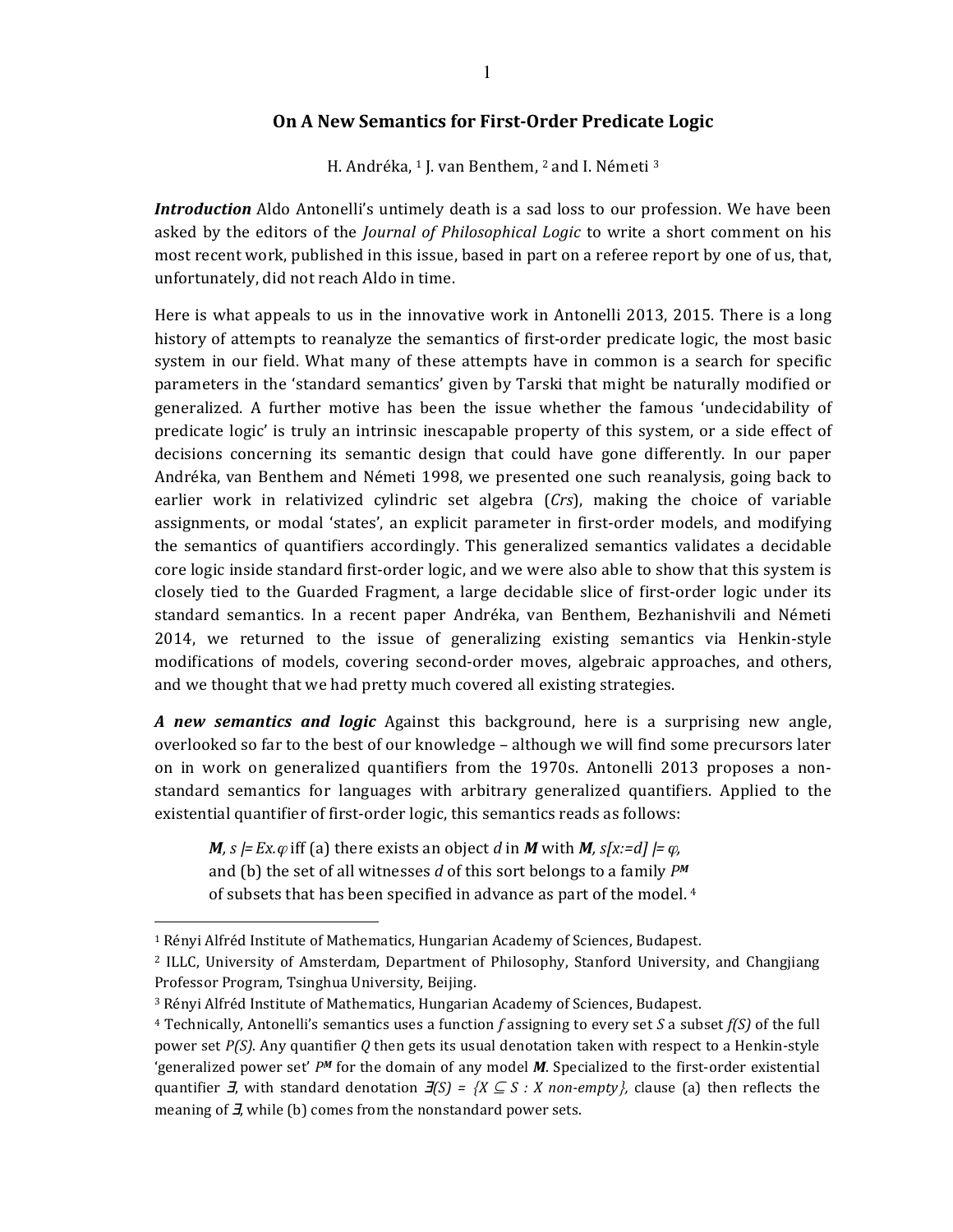# On A New Semantics for First-Order Predicate Logic

H. Andréka, [1] J. van Benthem, [2] and I. Németi [3]

***Introduction*** Aldo Antonelli's untimely death is a sad loss to our profession. We have been asked by the editors of the *Journal of Philosophical Logic* to write a short comment on his most recent work, published in this issue, based in part on a referee report by one of us, that, unfortunately, did not reach Aldo in time.

Here is what appeals to us in the innovative work in Antonelli 2013, 2015. There is a long history of attempts to reanalyze the semantics of first-order predicate logic, the most basic system in our field. What many of these attempts have in common is a search for specific parameters in the 'standard semantics' given by Tarski that might be naturally modified or generalized. A further motive has been the issue whether the famous 'undecidability of predicate logic' is truly an intrinsic inescapable property of this system, or a side effect of decisions concerning its semantic design that could have gone differently. In our paper Andréka, van Benthem and Németi 1998, we presented one such reanalysis, going back to earlier work in relativized cylindric set algebra (*Crs*), making the choice of variable assignments, or modal 'states', an explicit parameter in first-order models, and modifying the semantics of quantifiers accordingly. This generalized semantics validates a decidable core logic inside standard first-order logic, and we were also able to show that this system is closely tied to the Guarded Fragment, a large decidable slice of first-order logic under its standard semantics. In a recent paper Andréka, van Benthem, Bezhanishvili and Németi 2014, we returned to the issue of generalizing existing semantics via Henkin-style modifications of models, covering second-order moves, algebraic approaches, and others, and we thought that we had pretty much covered all existing strategies.

***A new semantics and logic*** Against this background, here is a surprising new angle, overlooked so far to the best of our knowledge – although we will find some precursors later on in work on generalized quantifiers from the 1970s. Antonelli 2013 proposes a non-standard semantics for languages with arbitrary generalized quantifiers. Applied to the existential quantifier of first-order logic, this semantics reads as follows:

> $\boldsymbol{M}, s \models Ex.\varphi$ iff (a) there exists an object $d$ in $\boldsymbol{M}$ with $\boldsymbol{M}, s[x:=d] \models \varphi$, and (b) the set of all witnesses $d$ of this sort belongs to a family $P^{\boldsymbol{M}}$ of subsets that has been specified in advance as part of the model. [4]

---

[1] Rényi Alfréd Institute of Mathematics, Hungarian Academy of Sciences, Budapest.

[2] ILLC, University of Amsterdam, Department of Philosophy, Stanford University, and Changjiang Professor Program, Tsinghua University, Beijing.

[3] Rényi Alfréd Institute of Mathematics, Hungarian Academy of Sciences, Budapest.

[4] Technically, Antonelli's semantics uses a function $f$ assigning to every set $S$ a subset $f(S)$ of the full power set $P(S)$. Any quantifier $Q$ then gets its usual denotation taken with respect to a Henkin-style 'generalized power set' $P^{\boldsymbol{M}}$ for the domain of any model $\boldsymbol{M}$. Specialized to the first-order existential quantifier $\boldsymbol{\exists}$, with standard denotation $\boldsymbol{\exists}(S) = \{X \subseteq S : X \text{ non-empty}\}$, clause (a) then reflects the meaning of $\boldsymbol{\exists}$, while (b) comes from the nonstandard power sets.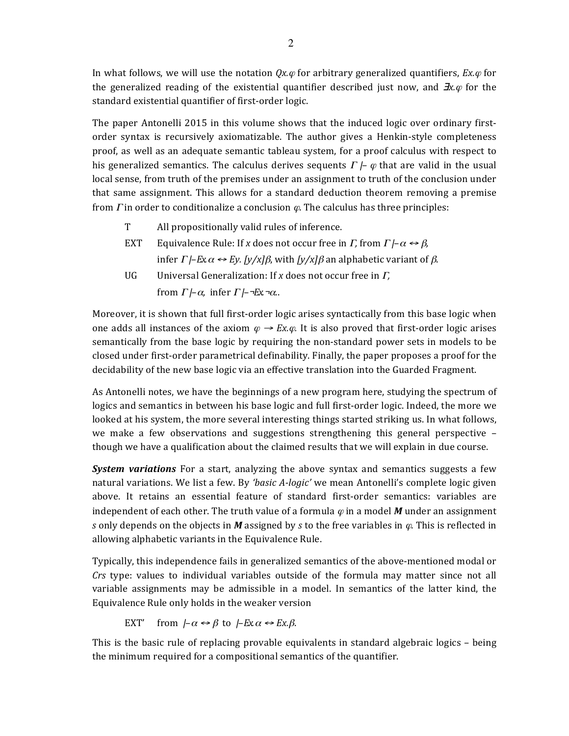In what follows, we will use the notation $Qx.\varphi$ for arbitrary generalized quantifiers, $Ex.\varphi$ for the generalized reading of the existential quantifier described just now, and $\exists x.\varphi$ for the standard existential quantifier of first-order logic.

The paper Antonelli 2015 in this volume shows that the induced logic over ordinary first-order syntax is recursively axiomatizable. The author gives a Henkin-style completeness proof, as well as an adequate semantic tableau system, for a proof calculus with respect to his generalized semantics. The calculus derives sequents $\Gamma \vdash \varphi$ that are valid in the usual local sense, from truth of the premises under an assignment to truth of the conclusion under that same assignment. This allows for a standard deduction theorem removing a premise from $\Gamma$ in order to conditionalize a conclusion $\varphi$. The calculus has three principles:

- T — All propositionally valid rules of inference.
- EXT — Equivalence Rule: If $x$ does not occur free in $\Gamma$, from $\Gamma \vdash \alpha \leftrightarrow \beta$, infer $\Gamma \vdash Ex.\alpha \leftrightarrow Ey.\,[y/x]\beta$, with $[y/x]\beta$ an alphabetic variant of $\beta$.
- UG — Universal Generalization: If $x$ does not occur free in $\Gamma$, from $\Gamma \vdash \alpha$, infer $\Gamma \vdash \neg Ex.\neg\alpha$..

Moreover, it is shown that full first-order logic arises syntactically from this base logic when one adds all instances of the axiom $\varphi \rightarrow Ex.\varphi$. It is also proved that first-order logic arises semantically from the base logic by requiring the non-standard power sets in models to be closed under first-order parametrical definability. Finally, the paper proposes a proof for the decidability of the new base logic via an effective translation into the Guarded Fragment.

As Antonelli notes, we have the beginnings of a new program here, studying the spectrum of logics and semantics in between his base logic and full first-order logic. Indeed, the more we looked at his system, the more several interesting things started striking us. In what follows, we make a few observations and suggestions strengthening this general perspective – though we have a qualification about the claimed results that we will explain in due course.

***System variations*** For a start, analyzing the above syntax and semantics suggests a few natural variations. We list a few. By *'basic A-logic'* we mean Antonelli's complete logic given above. It retains an essential feature of standard first-order semantics: variables are independent of each other. The truth value of a formula $\varphi$ in a model $\boldsymbol{M}$ under an assignment $s$ only depends on the objects in $\boldsymbol{M}$ assigned by $s$ to the free variables in $\varphi$. This is reflected in allowing alphabetic variants in the Equivalence Rule.

Typically, this independence fails in generalized semantics of the above-mentioned modal or *Crs* type: values to individual variables outside of the formula may matter since not all variable assignments may be admissible in a model. In semantics of the latter kind, the Equivalence Rule only holds in the weaker version

EXT' from $\vdash \alpha \leftrightarrow \beta$ to $\vdash Ex.\alpha \leftrightarrow Ex.\beta$.

This is the basic rule of replacing provable equivalents in standard algebraic logics – being the minimum required for a compositional semantics of the quantifier.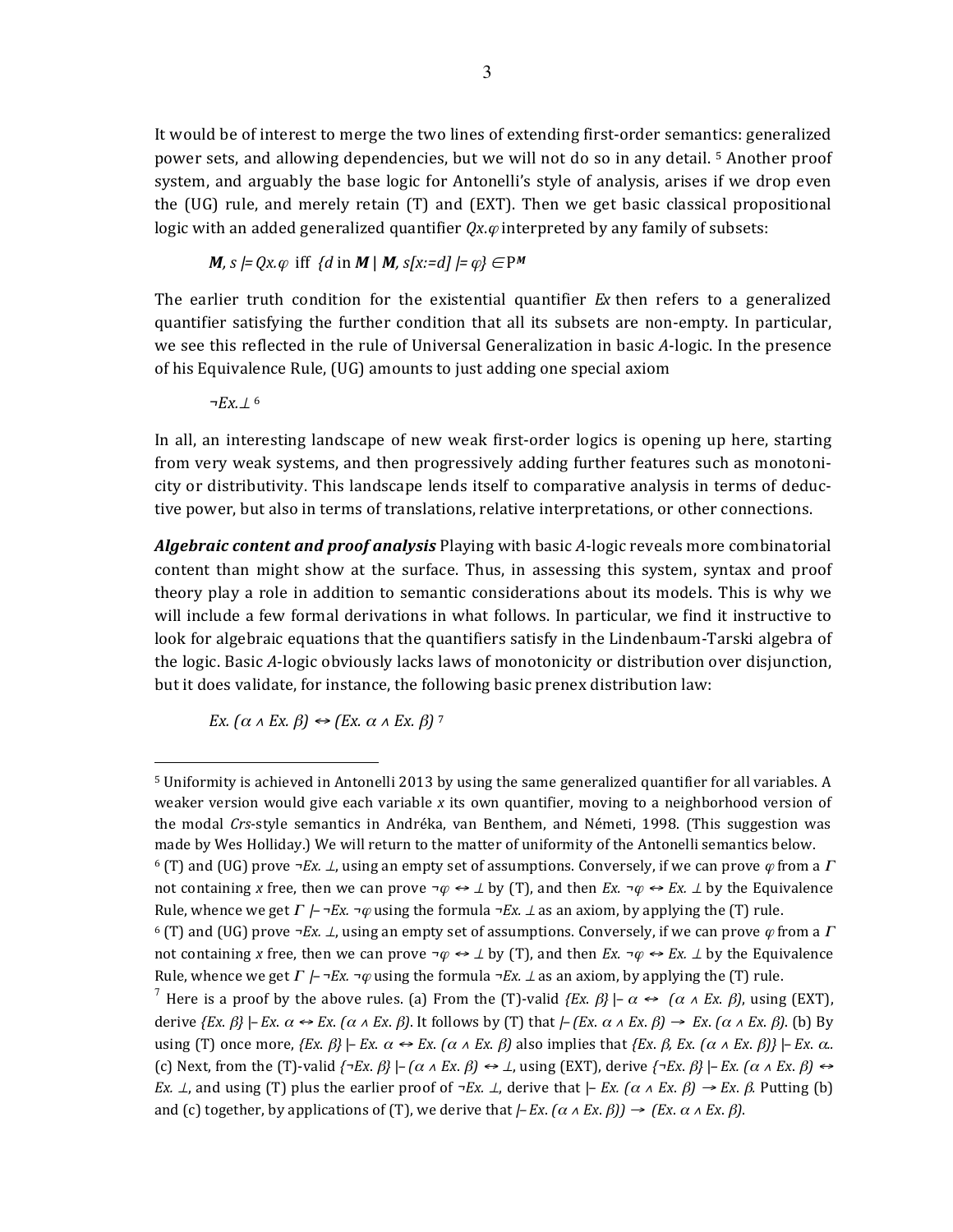It would be of interest to merge the two lines of extending first-order semantics: generalized power sets, and allowing dependencies, but we will not do so in any detail. [5] Another proof system, and arguably the base logic for Antonelli's style of analysis, arises if we drop even the (UG) rule, and merely retain (T) and (EXT). Then we get basic classical propositional logic with an added generalized quantifier $Qx.\varphi$ interpreted by any family of subsets:

$$\boldsymbol{M}, s \models Qx.\varphi \ \text{ iff } \ \{d \text{ in } \boldsymbol{M} \mid \boldsymbol{M}, s[x{:=}d] \models \varphi\} \in \mathrm{P}^{\boldsymbol{M}}$$

The earlier truth condition for the existential quantifier $Ex$ then refers to a generalized quantifier satisfying the further condition that all its subsets are non-empty. In particular, we see this reflected in the rule of Universal Generalization in basic *A*-logic. In the presence of his Equivalence Rule, (UG) amounts to just adding one special axiom

$\neg Ex.\bot$ [6]

In all, an interesting landscape of new weak first-order logics is opening up here, starting from very weak systems, and then progressively adding further features such as monotonicity or distributivity. This landscape lends itself to comparative analysis in terms of deductive power, but also in terms of translations, relative interpretations, or other connections.

***Algebraic content and proof analysis*** Playing with basic *A*-logic reveals more combinatorial content than might show at the surface. Thus, in assessing this system, syntax and proof theory play a role in addition to semantic considerations about its models. This is why we will include a few formal derivations in what follows. In particular, we find it instructive to look for algebraic equations that the quantifiers satisfy in the Lindenbaum-Tarski algebra of the logic. Basic *A*-logic obviously lacks laws of monotonicity or distribution over disjunction, but it does validate, for instance, the following basic prenex distribution law:

$Ex. (\alpha \wedge Ex. \beta) \leftrightarrow (Ex. \alpha \wedge Ex. \beta)$ [7]

---

[5] Uniformity is achieved in Antonelli 2013 by using the same generalized quantifier for all variables. A weaker version would give each variable $x$ its own quantifier, moving to a neighborhood version of the modal *Crs*-style semantics in Andréka, van Benthem, and Németi, 1998. (This suggestion was made by Wes Holliday.) We will return to the matter of uniformity of the Antonelli semantics below.

[6] (T) and (UG) prove $\neg Ex. \bot$, using an empty set of assumptions. Conversely, if we can prove $\varphi$ from a $\Gamma$ not containing $x$ free, then we can prove $\neg\varphi \leftrightarrow \bot$ by (T), and then $Ex. \neg\varphi \leftrightarrow Ex. \bot$ by the Equivalence Rule, whence we get $\Gamma \vdash \neg Ex. \neg\varphi$ using the formula $\neg Ex. \bot$ as an axiom, by applying the (T) rule.

[6] (T) and (UG) prove $\neg Ex. \bot$, using an empty set of assumptions. Conversely, if we can prove $\varphi$ from a $\Gamma$ not containing $x$ free, then we can prove $\neg\varphi \leftrightarrow \bot$ by (T), and then $Ex. \neg\varphi \leftrightarrow Ex. \bot$ by the Equivalence Rule, whence we get $\Gamma \vdash \neg Ex. \neg\varphi$ using the formula $\neg Ex. \bot$ as an axiom, by applying the (T) rule.

[7] Here is a proof by the above rules. (a) From the (T)-valid $\{Ex. \beta\} \vdash \alpha \leftrightarrow (\alpha \wedge Ex. \beta)$, using (EXT), derive $\{Ex. \beta\} \vdash Ex. \alpha \leftrightarrow Ex. (\alpha \wedge Ex. \beta)$. It follows by (T) that $\vdash (Ex. \alpha \wedge Ex. \beta) \rightarrow Ex. (\alpha \wedge Ex. \beta)$. (b) By using (T) once more, $\{Ex. \beta\} \vdash Ex. \alpha \leftrightarrow Ex. (\alpha \wedge Ex. \beta)$ also implies that $\{Ex. \beta, Ex. (\alpha \wedge Ex. \beta)\} \vdash Ex. \alpha$. (c) Next, from the (T)-valid $\{\neg Ex. \beta\} \vdash (\alpha \wedge Ex. \beta) \leftrightarrow \bot$, using (EXT), derive $\{\neg Ex. \beta\} \vdash Ex. (\alpha \wedge Ex. \beta) \leftrightarrow Ex. \bot$, and using (T) plus the earlier proof of $\neg Ex. \bot$, derive that $\vdash Ex. (\alpha \wedge Ex. \beta) \rightarrow Ex. \beta$. Putting (b) and (c) together, by applications of (T), we derive that $\vdash Ex. (\alpha \wedge Ex. \beta)) \rightarrow (Ex. \alpha \wedge Ex. \beta)$.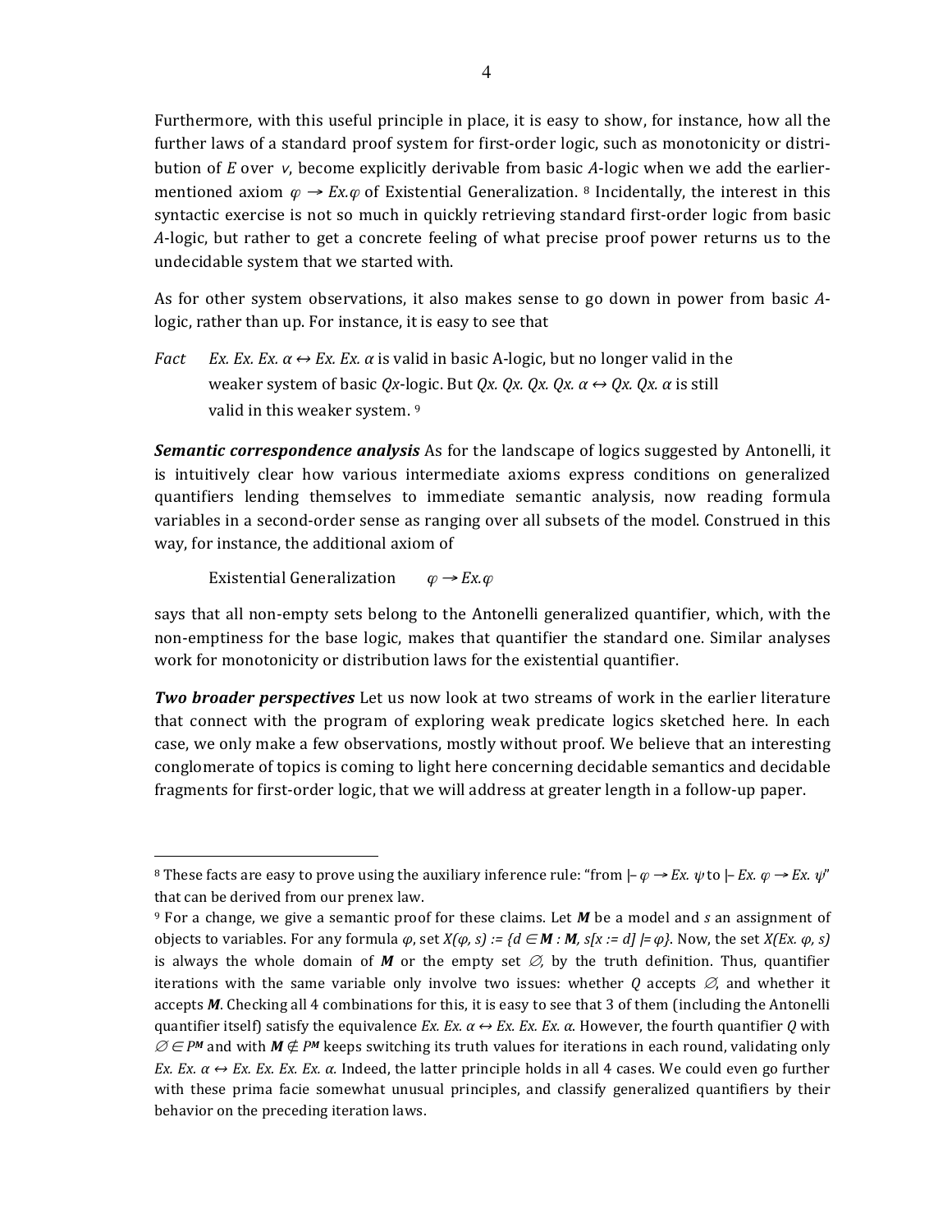Furthermore, with this useful principle in place, it is easy to show, for instance, how all the further laws of a standard proof system for first-order logic, such as monotonicity or distribution of $E$ over $\vee$, become explicitly derivable from basic $A$-logic when we add the earlier-mentioned axiom $\varphi \to Ex.\varphi$ of Existential Generalization. [8] Incidentally, the interest in this syntactic exercise is not so much in quickly retrieving standard first-order logic from basic $A$-logic, but rather to get a concrete feeling of what precise proof power returns us to the undecidable system that we started with.

As for other system observations, it also makes sense to go down in power from basic $A$-logic, rather than up. For instance, it is easy to see that

*Fact* $\quad$ $Ex.\, Ex.\, Ex.\, \alpha \leftrightarrow Ex.\, Ex.\, \alpha$ is valid in basic A-logic, but no longer valid in the weaker system of basic $Qx$-logic. But $Qx.\, Qx.\, Qx.\, Qx.\, \alpha \leftrightarrow Qx.\, Qx.\, \alpha$ is still valid in this weaker system. [9]

***Semantic correspondence analysis*** As for the landscape of logics suggested by Antonelli, it is intuitively clear how various intermediate axioms express conditions on generalized quantifiers lending themselves to immediate semantic analysis, now reading formula variables in a second-order sense as ranging over all subsets of the model. Construed in this way, for instance, the additional axiom of

Existential Generalization $\qquad \varphi \to Ex.\varphi$

says that all non-empty sets belong to the Antonelli generalized quantifier, which, with the non-emptiness for the base logic, makes that quantifier the standard one. Similar analyses work for monotonicity or distribution laws for the existential quantifier.

***Two broader perspectives*** Let us now look at two streams of work in the earlier literature that connect with the program of exploring weak predicate logics sketched here. In each case, we only make a few observations, mostly without proof. We believe that an interesting conglomerate of topics is coming to light here concerning decidable semantics and decidable fragments for first-order logic, that we will address at greater length in a follow-up paper.

---

[8] These facts are easy to prove using the auxiliary inference rule: "from $\vdash \varphi \to Ex.\, \psi$ to $\vdash Ex.\, \varphi \to Ex.\, \psi$" that can be derived from our prenex law.

[9] For a change, we give a semantic proof for these claims. Let $\boldsymbol{M}$ be a model and $s$ an assignment of objects to variables. For any formula $\varphi$, set $X(\varphi, s) := \{d \in \boldsymbol{M} : \boldsymbol{M}, s[x := d] \models \varphi\}$. Now, the set $X(Ex.\, \varphi, s)$ is always the whole domain of $\boldsymbol{M}$ or the empty set $\emptyset$, by the truth definition. Thus, quantifier iterations with the same variable only involve two issues: whether $Q$ accepts $\emptyset$, and whether it accepts $\boldsymbol{M}$. Checking all 4 combinations for this, it is easy to see that 3 of them (including the Antonelli quantifier itself) satisfy the equivalence $Ex.\, Ex.\, \alpha \leftrightarrow Ex.\, Ex.\, Ex.\, \alpha$. However, the fourth quantifier $Q$ with $\emptyset \in P^{\boldsymbol{M}}$ and with $\boldsymbol{M} \notin P^{\boldsymbol{M}}$ keeps switching its truth values for iterations in each round, validating only $Ex.\, Ex.\, \alpha \leftrightarrow Ex.\, Ex.\, Ex.\, Ex.\, \alpha$. Indeed, the latter principle holds in all 4 cases. We could even go further with these prima facie somewhat unusual principles, and classify generalized quantifiers by their behavior on the preceding iteration laws.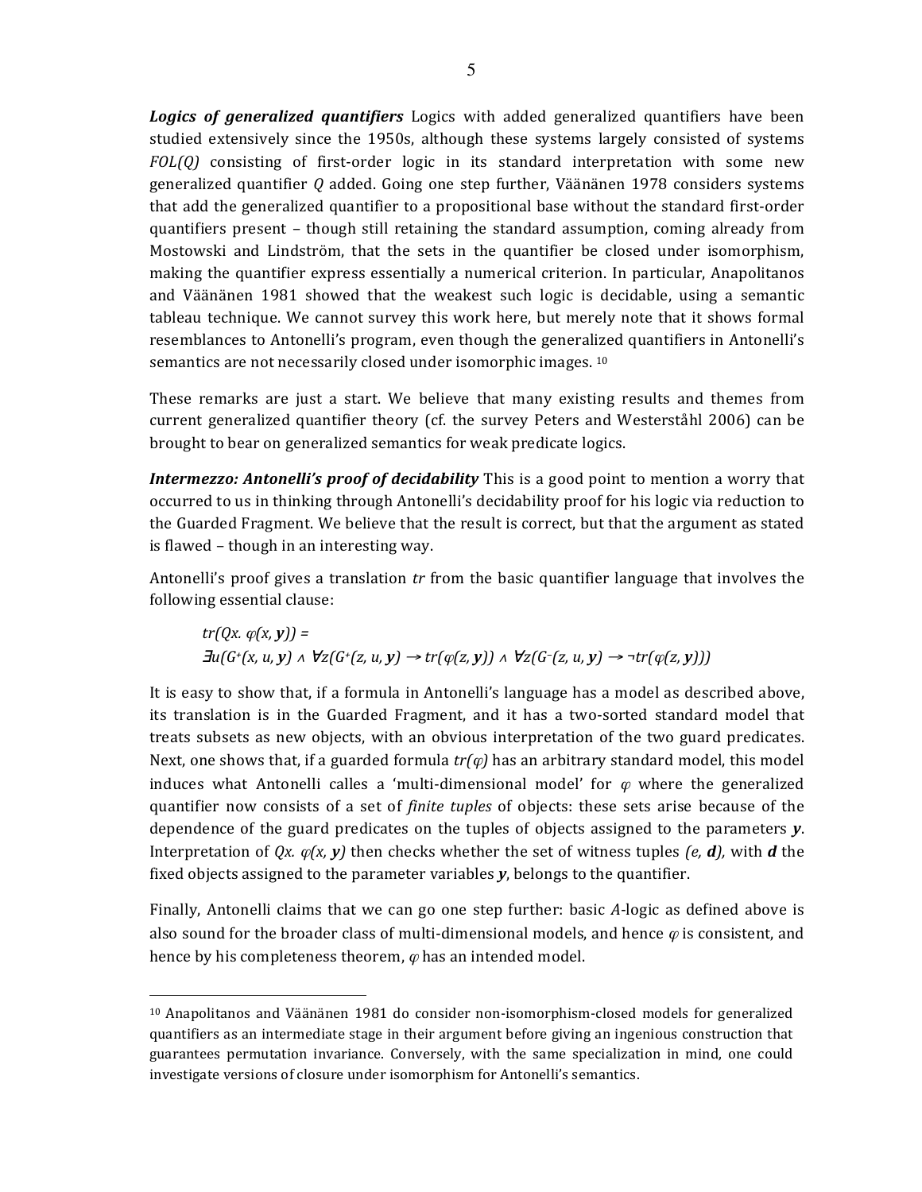***Logics of generalized quantifiers*** Logics with added generalized quantifiers have been studied extensively since the 1950s, although these systems largely consisted of systems *FOL(Q)* consisting of first-order logic in its standard interpretation with some new generalized quantifier *Q* added. Going one step further, Väänänen 1978 considers systems that add the generalized quantifier to a propositional base without the standard first-order quantifiers present – though still retaining the standard assumption, coming already from Mostowski and Lindström, that the sets in the quantifier be closed under isomorphism, making the quantifier express essentially a numerical criterion. In particular, Anapolitanos and Väänänen 1981 showed that the weakest such logic is decidable, using a semantic tableau technique. We cannot survey this work here, but merely note that it shows formal resemblances to Antonelli's program, even though the generalized quantifiers in Antonelli's semantics are not necessarily closed under isomorphic images. [10]

These remarks are just a start. We believe that many existing results and themes from current generalized quantifier theory (cf. the survey Peters and Westerståhl 2006) can be brought to bear on generalized semantics for weak predicate logics.

***Intermezzo: Antonelli's proof of decidability*** This is a good point to mention a worry that occurred to us in thinking through Antonelli's decidability proof for his logic via reduction to the Guarded Fragment. We believe that the result is correct, but that the argument as stated is flawed – though in an interesting way.

Antonelli's proof gives a translation *tr* from the basic quantifier language that involves the following essential clause:

$$tr(Qx.\ \varphi(x, \boldsymbol{y})) =$$
$$\exists u(G^{+}(x, u, \boldsymbol{y}) \wedge \forall z(G^{+}(z, u, \boldsymbol{y}) \rightarrow tr(\varphi(z, \boldsymbol{y})) \wedge \forall z(G^{-}(z, u, \boldsymbol{y}) \rightarrow \neg tr(\varphi(z, \boldsymbol{y})))$$

It is easy to show that, if a formula in Antonelli's language has a model as described above, its translation is in the Guarded Fragment, and it has a two-sorted standard model that treats subsets as new objects, with an obvious interpretation of the two guard predicates. Next, one shows that, if a guarded formula $tr(\varphi)$ has an arbitrary standard model, this model induces what Antonelli calles a 'multi-dimensional model' for $\varphi$ where the generalized quantifier now consists of a set of *finite tuples* of objects: these sets arise because of the dependence of the guard predicates on the tuples of objects assigned to the parameters $\boldsymbol{y}$. Interpretation of $Qx.\ \varphi(x, \boldsymbol{y})$ then checks whether the set of witness tuples $(e, \boldsymbol{d})$, with $\boldsymbol{d}$ the fixed objects assigned to the parameter variables $\boldsymbol{y}$, belongs to the quantifier.

Finally, Antonelli claims that we can go one step further: basic *A*-logic as defined above is also sound for the broader class of multi-dimensional models, and hence $\varphi$ is consistent, and hence by his completeness theorem, $\varphi$ has an intended model.

[10] Anapolitanos and Väänänen 1981 do consider non-isomorphism-closed models for generalized quantifiers as an intermediate stage in their argument before giving an ingenious construction that guarantees permutation invariance. Conversely, with the same specialization in mind, one could investigate versions of closure under isomorphism for Antonelli's semantics.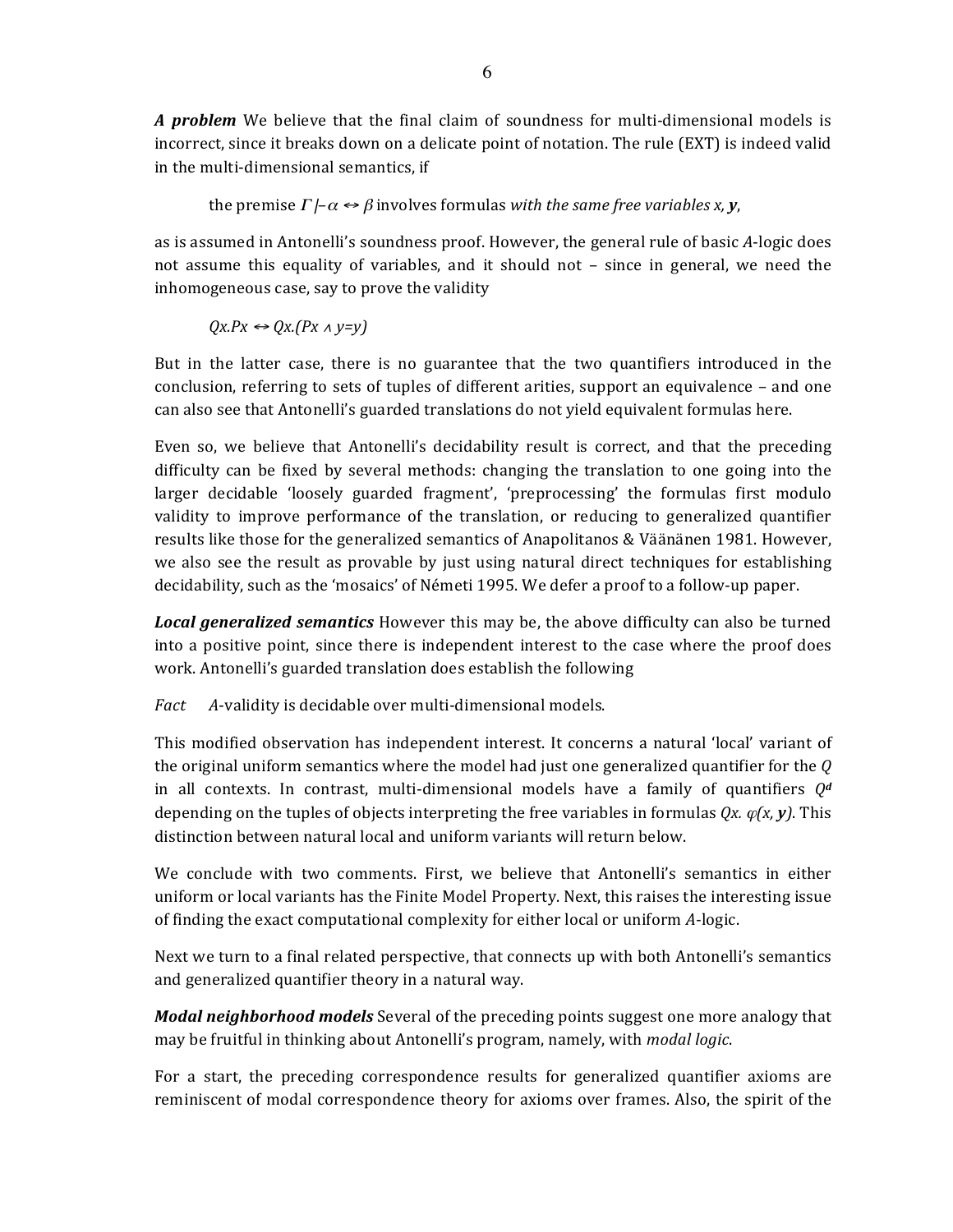***A problem*** We believe that the final claim of soundness for multi-dimensional models is incorrect, since it breaks down on a delicate point of notation. The rule (EXT) is indeed valid in the multi-dimensional semantics, if

the premise $\Gamma \vdash \alpha \leftrightarrow \beta$ involves formulas *with the same free variables x,* $\boldsymbol{y}$,

as is assumed in Antonelli's soundness proof. However, the general rule of basic *A*-logic does not assume this equality of variables, and it should not – since in general, we need the inhomogeneous case, say to prove the validity

$Qx.Px \leftrightarrow Qx.(Px \wedge y{=}y)$

But in the latter case, there is no guarantee that the two quantifiers introduced in the conclusion, referring to sets of tuples of different arities, support an equivalence – and one can also see that Antonelli's guarded translations do not yield equivalent formulas here.

Even so, we believe that Antonelli's decidability result is correct, and that the preceding difficulty can be fixed by several methods: changing the translation to one going into the larger decidable 'loosely guarded fragment', 'preprocessing' the formulas first modulo validity to improve performance of the translation, or reducing to generalized quantifier results like those for the generalized semantics of Anapolitanos & Väänänen 1981. However, we also see the result as provable by just using natural direct techniques for establishing decidability, such as the 'mosaics' of Németi 1995. We defer a proof to a follow-up paper.

***Local generalized semantics*** However this may be, the above difficulty can also be turned into a positive point, since there is independent interest to the case where the proof does work. Antonelli's guarded translation does establish the following

*Fact* *A*-validity is decidable over multi-dimensional models.

This modified observation has independent interest. It concerns a natural 'local' variant of the original uniform semantics where the model had just one generalized quantifier for the *Q* in all contexts. In contrast, multi-dimensional models have a family of quantifiers $Q^d$ depending on the tuples of objects interpreting the free variables in formulas $Qx.\, \varphi(x, \boldsymbol{y})$. This distinction between natural local and uniform variants will return below.

We conclude with two comments. First, we believe that Antonelli's semantics in either uniform or local variants has the Finite Model Property. Next, this raises the interesting issue of finding the exact computational complexity for either local or uniform *A*-logic.

Next we turn to a final related perspective, that connects up with both Antonelli's semantics and generalized quantifier theory in a natural way.

***Modal neighborhood models*** Several of the preceding points suggest one more analogy that may be fruitful in thinking about Antonelli's program, namely, with *modal logic*.

For a start, the preceding correspondence results for generalized quantifier axioms are reminiscent of modal correspondence theory for axioms over frames. Also, the spirit of the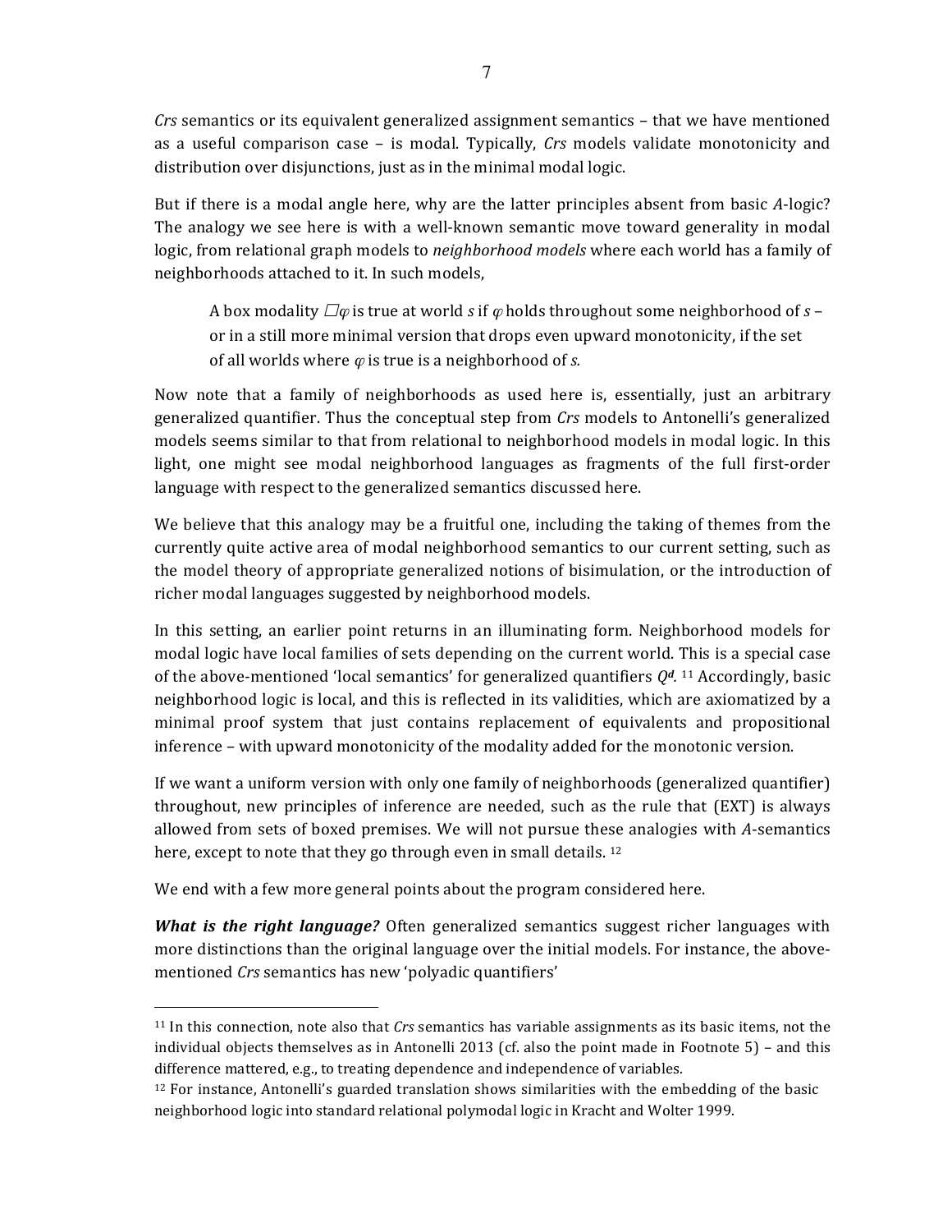*Crs* semantics or its equivalent generalized assignment semantics – that we have mentioned as a useful comparison case – is modal. Typically, *Crs* models validate monotonicity and distribution over disjunctions, just as in the minimal modal logic.

But if there is a modal angle here, why are the latter principles absent from basic *A*-logic? The analogy we see here is with a well-known semantic move toward generality in modal logic, from relational graph models to *neighborhood models* where each world has a family of neighborhoods attached to it. In such models,

> A box modality $\Box\varphi$ is true at world $s$ if $\varphi$ holds throughout some neighborhood of $s$ – or in a still more minimal version that drops even upward monotonicity, if the set of all worlds where $\varphi$ is true is a neighborhood of $s$.

Now note that a family of neighborhoods as used here is, essentially, just an arbitrary generalized quantifier. Thus the conceptual step from *Crs* models to Antonelli's generalized models seems similar to that from relational to neighborhood models in modal logic. In this light, one might see modal neighborhood languages as fragments of the full first-order language with respect to the generalized semantics discussed here.

We believe that this analogy may be a fruitful one, including the taking of themes from the currently quite active area of modal neighborhood semantics to our current setting, such as the model theory of appropriate generalized notions of bisimulation, or the introduction of richer modal languages suggested by neighborhood models.

In this setting, an earlier point returns in an illuminating form. Neighborhood models for modal logic have local families of sets depending on the current world. This is a special case of the above-mentioned 'local semantics' for generalized quantifiers $Q^d$.[11] Accordingly, basic neighborhood logic is local, and this is reflected in its validities, which are axiomatized by a minimal proof system that just contains replacement of equivalents and propositional inference – with upward monotonicity of the modality added for the monotonic version.

If we want a uniform version with only one family of neighborhoods (generalized quantifier) throughout, new principles of inference are needed, such as the rule that (EXT) is always allowed from sets of boxed premises. We will not pursue these analogies with *A*-semantics here, except to note that they go through even in small details.[12]

We end with a few more general points about the program considered here.

***What is the right language?*** Often generalized semantics suggest richer languages with more distinctions than the original language over the initial models. For instance, the above-mentioned *Crs* semantics has new 'polyadic quantifiers'

---

[11] In this connection, note also that *Crs* semantics has variable assignments as its basic items, not the individual objects themselves as in Antonelli 2013 (cf. also the point made in Footnote 5) – and this difference mattered, e.g., to treating dependence and independence of variables.

[12] For instance, Antonelli's guarded translation shows similarities with the embedding of the basic neighborhood logic into standard relational polymodal logic in Kracht and Wolter 1999.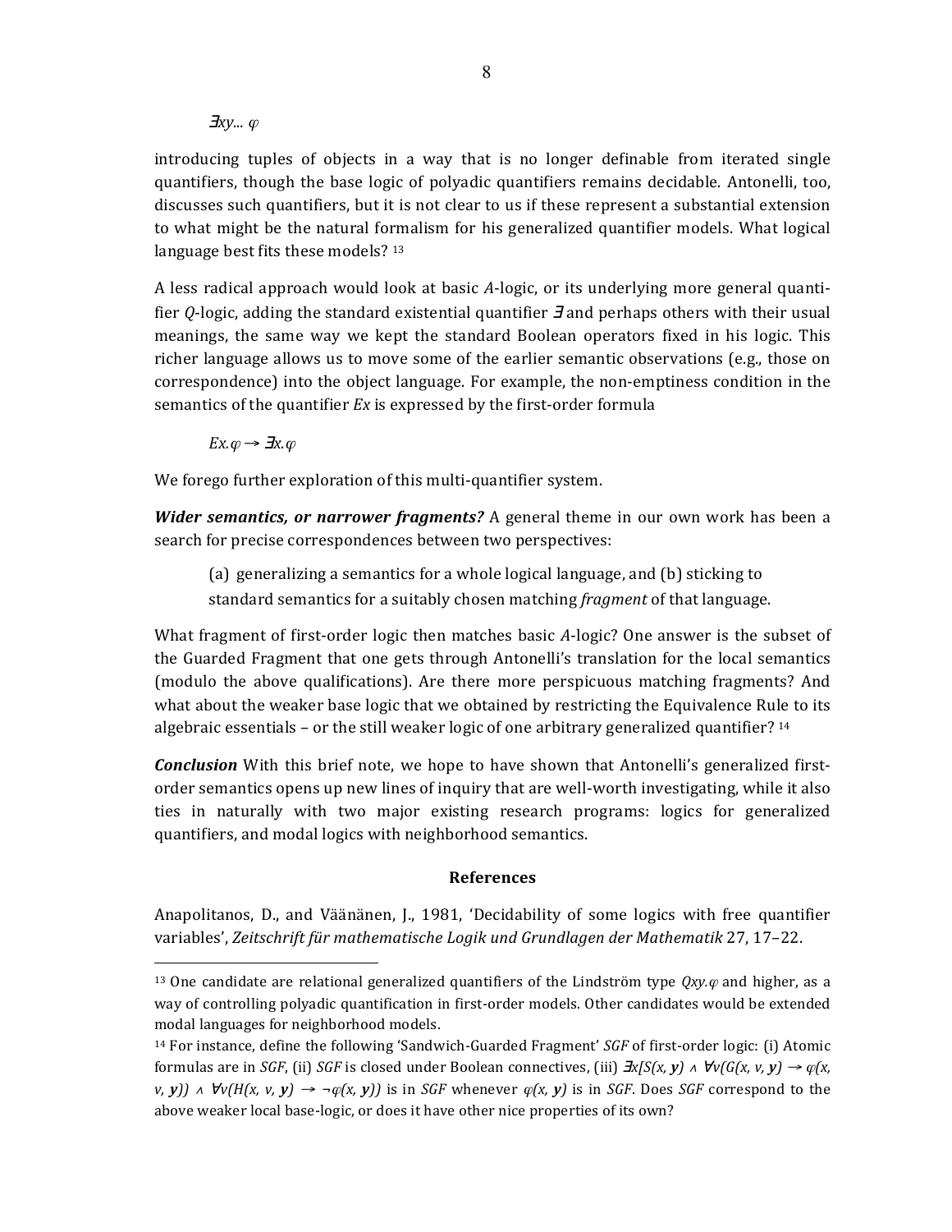$\exists xy... \varphi$

introducing tuples of objects in a way that is no longer definable from iterated single quantifiers, though the base logic of polyadic quantifiers remains decidable. Antonelli, too, discusses such quantifiers, but it is not clear to us if these represent a substantial extension to what might be the natural formalism for his generalized quantifier models. What logical language best fits these models? [13]

A less radical approach would look at basic *A*-logic, or its underlying more general quantifier *Q*-logic, adding the standard existential quantifier $\exists$ and perhaps others with their usual meanings, the same way we kept the standard Boolean operators fixed in his logic. This richer language allows us to move some of the earlier semantic observations (e.g., those on correspondence) into the object language. For example, the non-emptiness condition in the semantics of the quantifier *Ex* is expressed by the first-order formula

$Ex.\varphi \to \exists x.\varphi$

We forego further exploration of this multi-quantifier system.

***Wider semantics, or narrower fragments?*** A general theme in our own work has been a search for precise correspondences between two perspectives:

(a) generalizing a semantics for a whole logical language, and (b) sticking to standard semantics for a suitably chosen matching *fragment* of that language.

What fragment of first-order logic then matches basic *A*-logic? One answer is the subset of the Guarded Fragment that one gets through Antonelli's translation for the local semantics (modulo the above qualifications). Are there more perspicuous matching fragments? And what about the weaker base logic that we obtained by restricting the Equivalence Rule to its algebraic essentials – or the still weaker logic of one arbitrary generalized quantifier? [14]

***Conclusion*** With this brief note, we hope to have shown that Antonelli's generalized first-order semantics opens up new lines of inquiry that are well-worth investigating, while it also ties in naturally with two major existing research programs: logics for generalized quantifiers, and modal logics with neighborhood semantics.

## References

Anapolitanos, D., and Väänänen, J., 1981, 'Decidability of some logics with free quantifier variables', *Zeitschrift für mathematische Logik und Grundlagen der Mathematik* 27, 17–22.

---

[13] One candidate are relational generalized quantifiers of the Lindström type $Qxy.\varphi$ and higher, as a way of controlling polyadic quantification in first-order models. Other candidates would be extended modal languages for neighborhood models.

[14] For instance, define the following 'Sandwich-Guarded Fragment' *SGF* of first-order logic: (i) Atomic formulas are in *SGF*, (ii) *SGF* is closed under Boolean connectives, (iii) $\exists x[S(x, \mathbf{y}) \wedge \forall v(G(x, v, \mathbf{y}) \to \varphi(x, v, \mathbf{y})) \wedge \forall v(H(x, v, \mathbf{y}) \to \neg\varphi(x, \mathbf{y}))$ is in *SGF* whenever $\varphi(x, \mathbf{y})$ is in *SGF*. Does *SGF* correspond to the above weaker local base-logic, or does it have other nice properties of its own?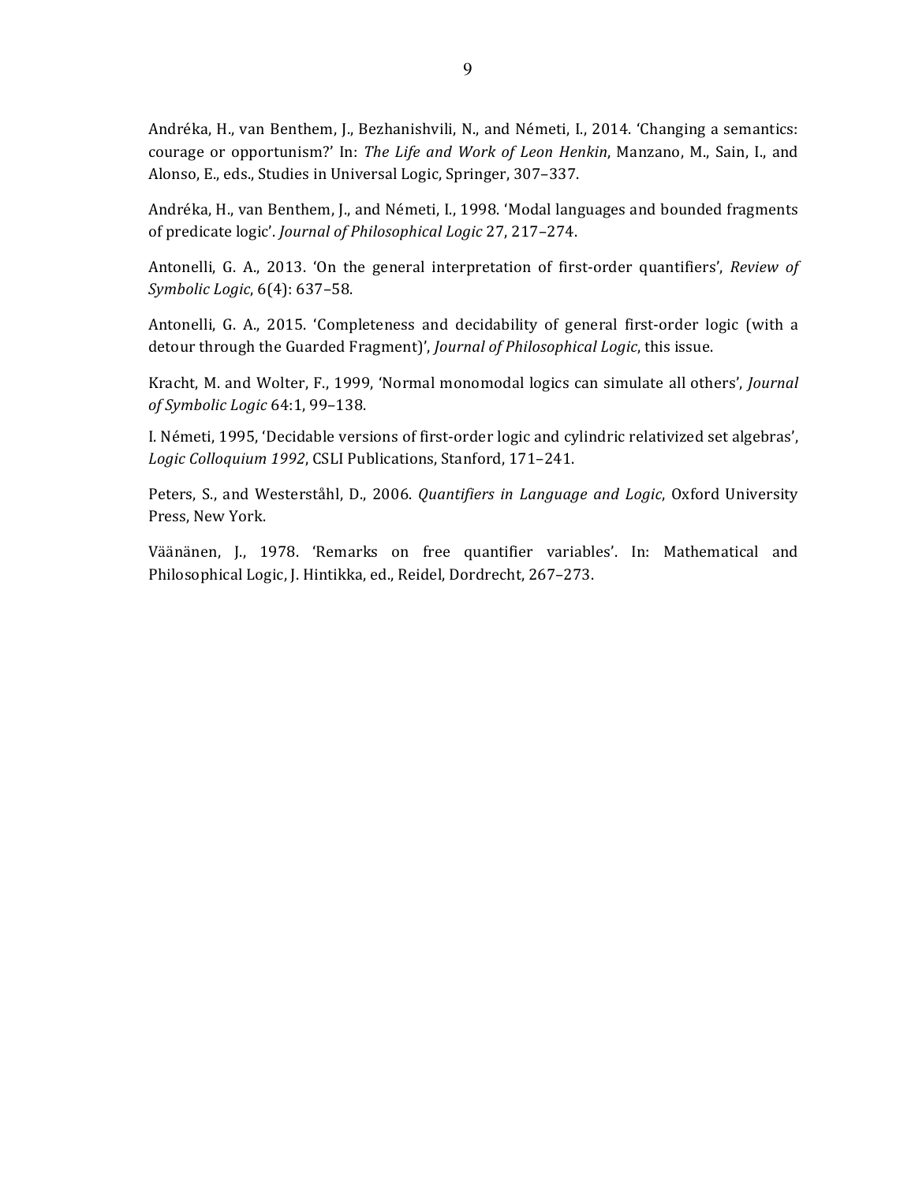Andréka, H., van Benthem, J., Bezhanishvili, N., and Németi, I., 2014. 'Changing a semantics: courage or opportunism?' In: *The Life and Work of Leon Henkin*, Manzano, M., Sain, I., and Alonso, E., eds., Studies in Universal Logic, Springer, 307–337.

Andréka, H., van Benthem, J., and Németi, I., 1998. 'Modal languages and bounded fragments of predicate logic'. *Journal of Philosophical Logic* 27, 217–274.

Antonelli, G. A., 2013. 'On the general interpretation of first-order quantifiers', *Review of Symbolic Logic*, 6(4): 637–58.

Antonelli, G. A., 2015. 'Completeness and decidability of general first-order logic (with a detour through the Guarded Fragment)', *Journal of Philosophical Logic*, this issue.

Kracht, M. and Wolter, F., 1999, 'Normal monomodal logics can simulate all others', *Journal of Symbolic Logic* 64:1, 99–138.

I. Németi, 1995, 'Decidable versions of first-order logic and cylindric relativized set algebras', *Logic Colloquium 1992*, CSLI Publications, Stanford, 171–241.

Peters, S., and Westerståhl, D., 2006. *Quantifiers in Language and Logic*, Oxford University Press, New York.

Väänänen, J., 1978. 'Remarks on free quantifier variables'. In: Mathematical and Philosophical Logic, J. Hintikka, ed., Reidel, Dordrecht, 267–273.